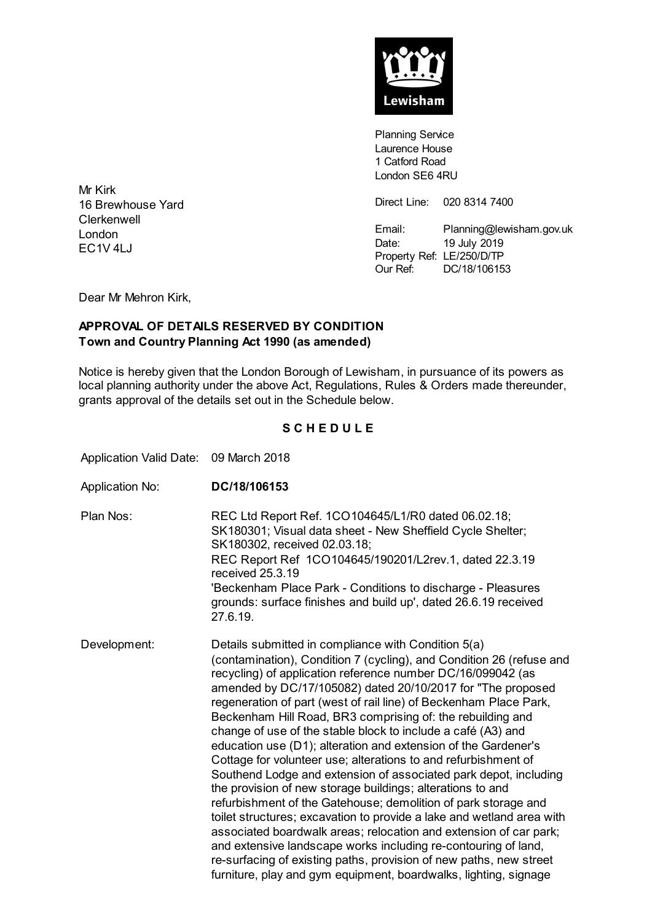Lewisham

Planning Service
Laurence House
1 Catford Road
London SE6 4RU

Mr Kirk
16 Brewhouse Yard
Clerkenwell
London
EC1V 4LJ

Direct Line: 020 8314 7400

Email: Planning@lewisham.gov.uk
Date: 19 July 2019
Property Ref: LE/250/D/TP
Our Ref: DC/18/106153

Dear Mr Mehron Kirk,

**APPROVAL OF DETAILS RESERVED BY CONDITION**
**Town and Country Planning Act 1990 (as amended)**

Notice is hereby given that the London Borough of Lewisham, in pursuance of its powers as local planning authority under the above Act, Regulations, Rules & Orders made thereunder, grants approval of the details set out in the Schedule below.

## S C H E D U L E

Application Valid Date: 09 March 2018

Application No: **DC/18/106153**

Plan Nos: REC Ltd Report Ref. 1CO104645/L1/R0 dated 06.02.18; SK180301; Visual data sheet - New Sheffield Cycle Shelter; SK180302, received 02.03.18;
REC Report Ref 1CO104645/190201/L2rev.1, dated 22.3.19 received 25.3.19
'Beckenham Place Park - Conditions to discharge - Pleasures grounds: surface finishes and build up', dated 26.6.19 received 27.6.19.

Development: Details submitted in compliance with Condition 5(a) (contamination), Condition 7 (cycling), and Condition 26 (refuse and recycling) of application reference number DC/16/099042 (as amended by DC/17/105082) dated 20/10/2017 for "The proposed regeneration of part (west of rail line) of Beckenham Place Park, Beckenham Hill Road, BR3 comprising of: the rebuilding and change of use of the stable block to include a café (A3) and education use (D1); alteration and extension of the Gardener's Cottage for volunteer use; alterations to and refurbishment of Southend Lodge and extension of associated park depot, including the provision of new storage buildings; alterations to and refurbishment of the Gatehouse; demolition of park storage and toilet structures; excavation to provide a lake and wetland area with associated boardwalk areas; relocation and extension of car park; and extensive landscape works including re-contouring of land, re-surfacing of existing paths, provision of new paths, new street furniture, play and gym equipment, boardwalks, lighting, signage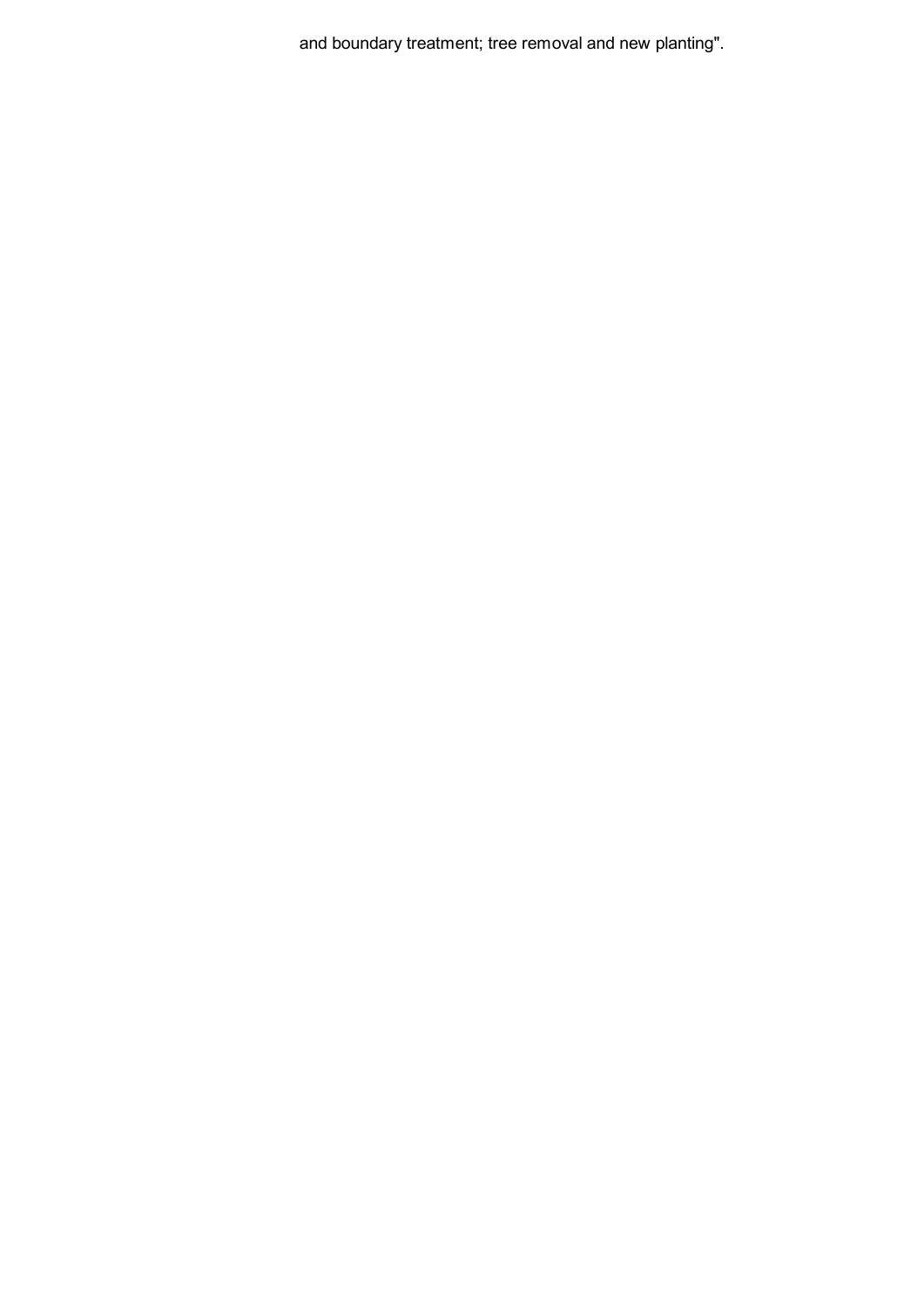and boundary treatment; tree removal and new planting".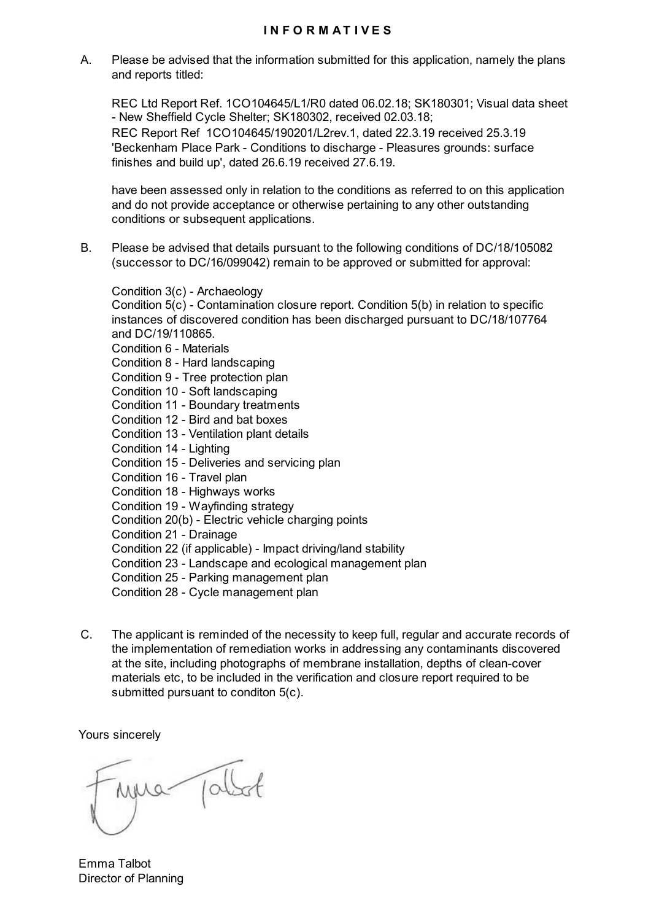## INFORMATIVES

A. Please be advised that the information submitted for this application, namely the plans and reports titled:

REC Ltd Report Ref. 1CO104645/L1/R0 dated 06.02.18; SK180301; Visual data sheet - New Sheffield Cycle Shelter; SK180302, received 02.03.18;
REC Report Ref 1CO104645/190201/L2rev.1, dated 22.3.19 received 25.3.19
'Beckenham Place Park - Conditions to discharge - Pleasures grounds: surface finishes and build up', dated 26.6.19 received 27.6.19.

have been assessed only in relation to the conditions as referred to on this application and do not provide acceptance or otherwise pertaining to any other outstanding conditions or subsequent applications.

B. Please be advised that details pursuant to the following conditions of DC/18/105082 (successor to DC/16/099042) remain to be approved or submitted for approval:

Condition 3(c) - Archaeology
Condition 5(c) - Contamination closure report. Condition 5(b) in relation to specific instances of discovered condition has been discharged pursuant to DC/18/107764 and DC/19/110865.
Condition 6 - Materials
Condition 8 - Hard landscaping
Condition 9 - Tree protection plan
Condition 10 - Soft landscaping
Condition 11 - Boundary treatments
Condition 12 - Bird and bat boxes
Condition 13 - Ventilation plant details
Condition 14 - Lighting
Condition 15 - Deliveries and servicing plan
Condition 16 - Travel plan
Condition 18 - Highways works
Condition 19 - Wayfinding strategy
Condition 20(b) - Electric vehicle charging points
Condition 21 - Drainage
Condition 22 (if applicable) - Impact driving/land stability
Condition 23 - Landscape and ecological management plan
Condition 25 - Parking management plan
Condition 28 - Cycle management plan

C. The applicant is reminded of the necessity to keep full, regular and accurate records of the implementation of remediation works in addressing any contaminants discovered at the site, including photographs of membrane installation, depths of clean-cover materials etc, to be included in the verification and closure report required to be submitted pursuant to conditon 5(c).

Yours sincerely

Emma Talbot
Director of Planning